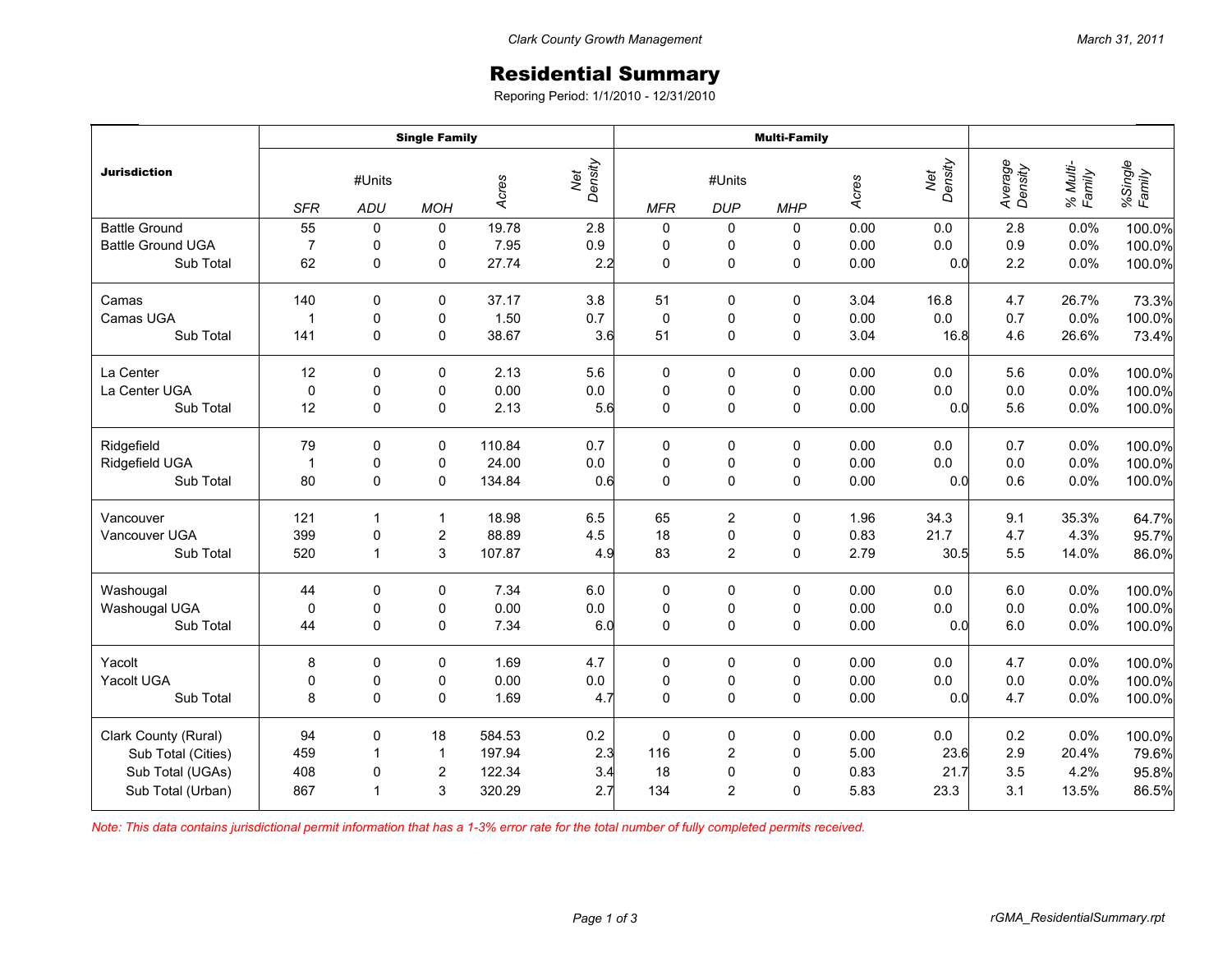Clark County Growth Management

March 31, 2011

# Residential Summary

Reporing Period: 1/1/2010 - 12/31/2010

| Jurisdiction | Single Family | | | | | Multi-Family | | | | | | | |
|---|---|---|---|---|---|---|---|---|---|---|---|---|---|
| | #Units | | | Acres | Net Density | #Units | | | Acres | Net Density | Average Density | % Multi-Family | %Single Family |
| | SFR | ADU | MOH | | | MFR | DUP | MHP | | | | | |
| Battle Ground | 55 | 0 | 0 | 19.78 | 2.8 | 0 | 0 | 0 | 0.00 | 0.0 | 2.8 | 0.0% | 100.0% |
| Battle Ground UGA | 7 | 0 | 0 | 7.95 | 0.9 | 0 | 0 | 0 | 0.00 | 0.0 | 0.9 | 0.0% | 100.0% |
| Sub Total | 62 | 0 | 0 | 27.74 | 2.2 | 0 | 0 | 0 | 0.00 | 0.0 | 2.2 | 0.0% | 100.0% |
| Camas | 140 | 0 | 0 | 37.17 | 3.8 | 51 | 0 | 0 | 3.04 | 16.8 | 4.7 | 26.7% | 73.3% |
| Camas UGA | 1 | 0 | 0 | 1.50 | 0.7 | 0 | 0 | 0 | 0.00 | 0.0 | 0.7 | 0.0% | 100.0% |
| Sub Total | 141 | 0 | 0 | 38.67 | 3.6 | 51 | 0 | 0 | 3.04 | 16.8 | 4.6 | 26.6% | 73.4% |
| La Center | 12 | 0 | 0 | 2.13 | 5.6 | 0 | 0 | 0 | 0.00 | 0.0 | 5.6 | 0.0% | 100.0% |
| La Center UGA | 0 | 0 | 0 | 0.00 | 0.0 | 0 | 0 | 0 | 0.00 | 0.0 | 0.0 | 0.0% | 100.0% |
| Sub Total | 12 | 0 | 0 | 2.13 | 5.6 | 0 | 0 | 0 | 0.00 | 0.0 | 5.6 | 0.0% | 100.0% |
| Ridgefield | 79 | 0 | 0 | 110.84 | 0.7 | 0 | 0 | 0 | 0.00 | 0.0 | 0.7 | 0.0% | 100.0% |
| Ridgefield UGA | 1 | 0 | 0 | 24.00 | 0.0 | 0 | 0 | 0 | 0.00 | 0.0 | 0.0 | 0.0% | 100.0% |
| Sub Total | 80 | 0 | 0 | 134.84 | 0.6 | 0 | 0 | 0 | 0.00 | 0.0 | 0.6 | 0.0% | 100.0% |
| Vancouver | 121 | 1 | 1 | 18.98 | 6.5 | 65 | 2 | 0 | 1.96 | 34.3 | 9.1 | 35.3% | 64.7% |
| Vancouver UGA | 399 | 0 | 2 | 88.89 | 4.5 | 18 | 0 | 0 | 0.83 | 21.7 | 4.7 | 4.3% | 95.7% |
| Sub Total | 520 | 1 | 3 | 107.87 | 4.9 | 83 | 2 | 0 | 2.79 | 30.5 | 5.5 | 14.0% | 86.0% |
| Washougal | 44 | 0 | 0 | 7.34 | 6.0 | 0 | 0 | 0 | 0.00 | 0.0 | 6.0 | 0.0% | 100.0% |
| Washougal UGA | 0 | 0 | 0 | 0.00 | 0.0 | 0 | 0 | 0 | 0.00 | 0.0 | 0.0 | 0.0% | 100.0% |
| Sub Total | 44 | 0 | 0 | 7.34 | 6.0 | 0 | 0 | 0 | 0.00 | 0.0 | 6.0 | 0.0% | 100.0% |
| Yacolt | 8 | 0 | 0 | 1.69 | 4.7 | 0 | 0 | 0 | 0.00 | 0.0 | 4.7 | 0.0% | 100.0% |
| Yacolt UGA | 0 | 0 | 0 | 0.00 | 0.0 | 0 | 0 | 0 | 0.00 | 0.0 | 0.0 | 0.0% | 100.0% |
| Sub Total | 8 | 0 | 0 | 1.69 | 4.7 | 0 | 0 | 0 | 0.00 | 0.0 | 4.7 | 0.0% | 100.0% |
| Clark County (Rural) | 94 | 0 | 18 | 584.53 | 0.2 | 0 | 0 | 0 | 0.00 | 0.0 | 0.2 | 0.0% | 100.0% |
| Sub Total (Cities) | 459 | 1 | 1 | 197.94 | 2.3 | 116 | 2 | 0 | 5.00 | 23.6 | 2.9 | 20.4% | 79.6% |
| Sub Total (UGAs) | 408 | 0 | 2 | 122.34 | 3.4 | 18 | 0 | 0 | 0.83 | 21.7 | 3.5 | 4.2% | 95.8% |
| Sub Total (Urban) | 867 | 1 | 3 | 320.29 | 2.7 | 134 | 2 | 0 | 5.83 | 23.3 | 3.1 | 13.5% | 86.5% |

*Note: This data contains jurisdictional permit information that has a 1-3% error rate for the total number of fully completed permits received.*

rGMA_ResidentialSummary.rpt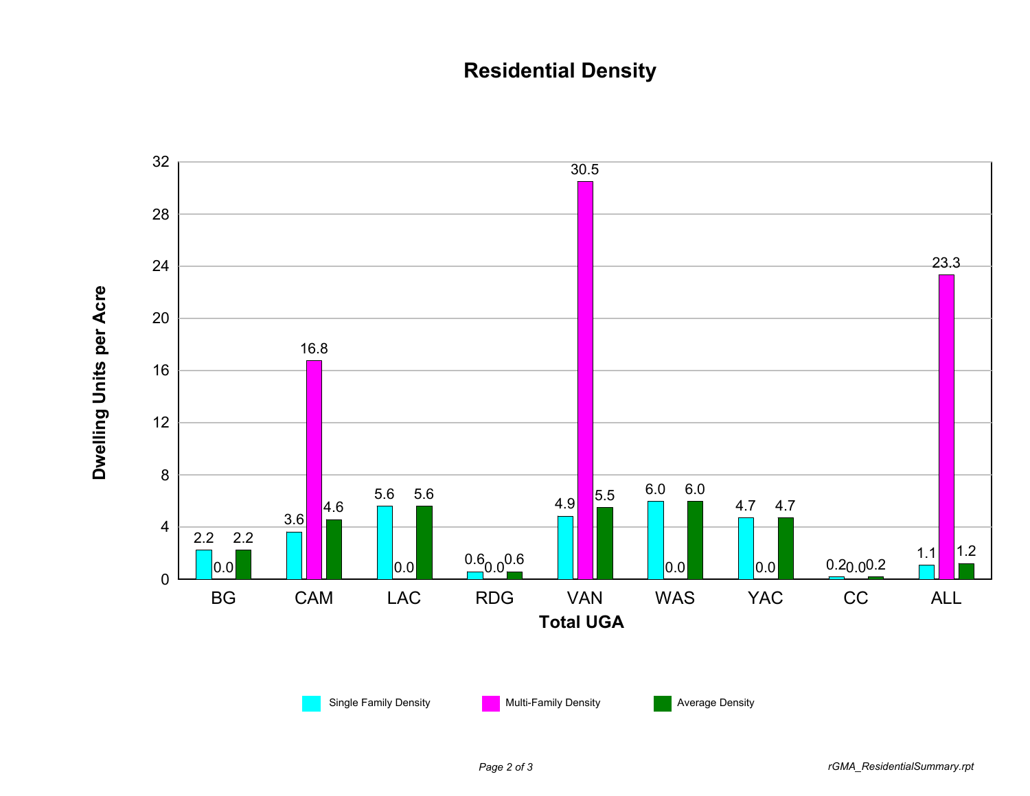# Residential Density

| Total UGA | Single Family Density | Multi-Family Density | Average Density |
|---|---|---|---|
| BG | 2.2 | 0.0 | 2.2 |
| CAM | 3.6 | 16.8 | 4.6 |
| LAC | 5.6 | 0.0 | 5.6 |
| RDG | 0.6 | 0.0 | 0.6 |
| VAN | 4.9 | 30.5 | 5.5 |
| WAS | 6.0 | 0.0 | 6.0 |
| YAC | 4.7 | 0.0 | 4.7 |
| CC | 0.2 | 0.0 | 0.2 |
| ALL | 1.1 | 23.3 | 1.2 |

Y-axis: Dwelling Units per Acre

X-axis: Total UGA

*rGMA_ResidentialSummary.rpt*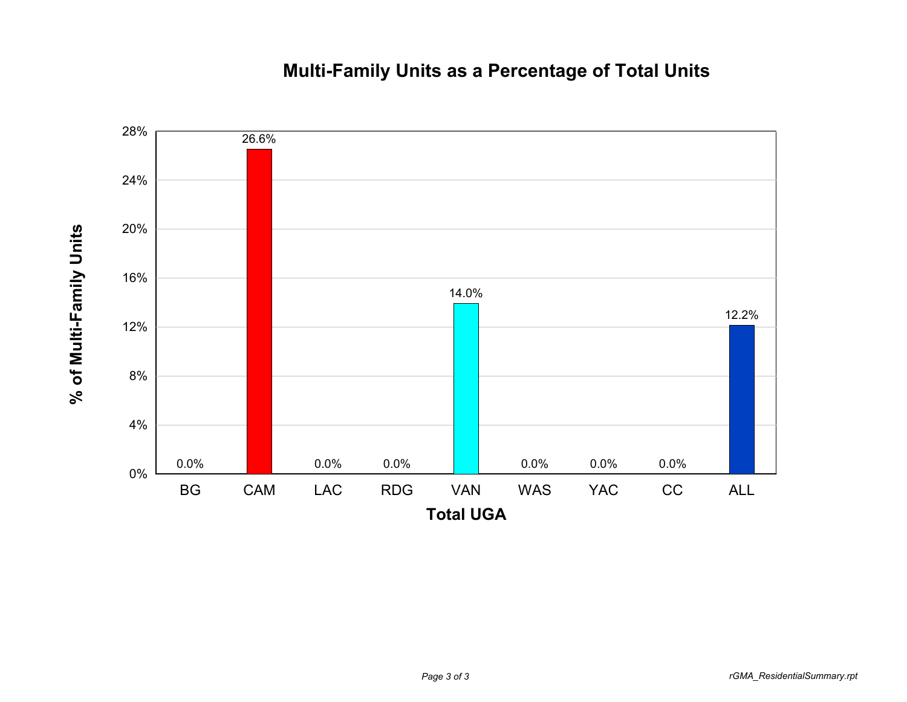# Multi-Family Units as a Percentage of Total Units

| Total UGA | % of Multi-Family Units |
|---|---|
| BG | 0.0% |
| CAM | 26.6% |
| LAC | 0.0% |
| RDG | 0.0% |
| VAN | 14.0% |
| WAS | 0.0% |
| YAC | 0.0% |
| CC | 0.0% |
| ALL | 12.2% |

*rGMA_ResidentialSummary.rpt*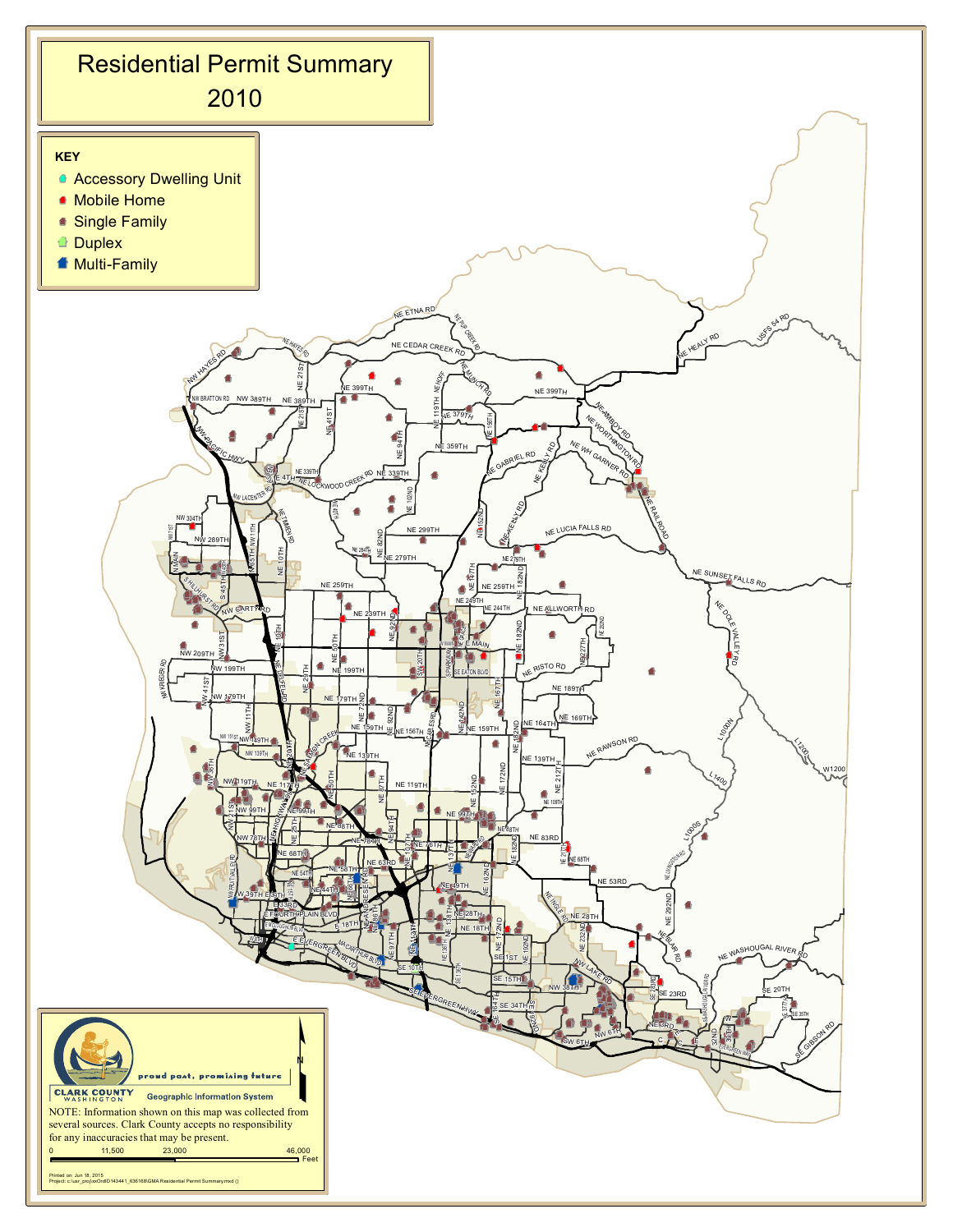# Residential Permit Summary 2010

**KEY**

- Accessory Dwelling Unit
- Mobile Home
- Single Family
- Duplex
- Multi-Family

proud past, promising future

CLARK COUNTY WASHINGTON

Geographic Information System

NOTE: Information shown on this map was collected from several sources. Clark County accepts no responsibility for any inaccuracies that may be present.

0 11,500 23,000 46,000 Feet

Printed on: Jun 18, 2015
Project: c:\usr_proj\oxOrdID143441_636168\GMA Residential Permit Summary.mxd ()